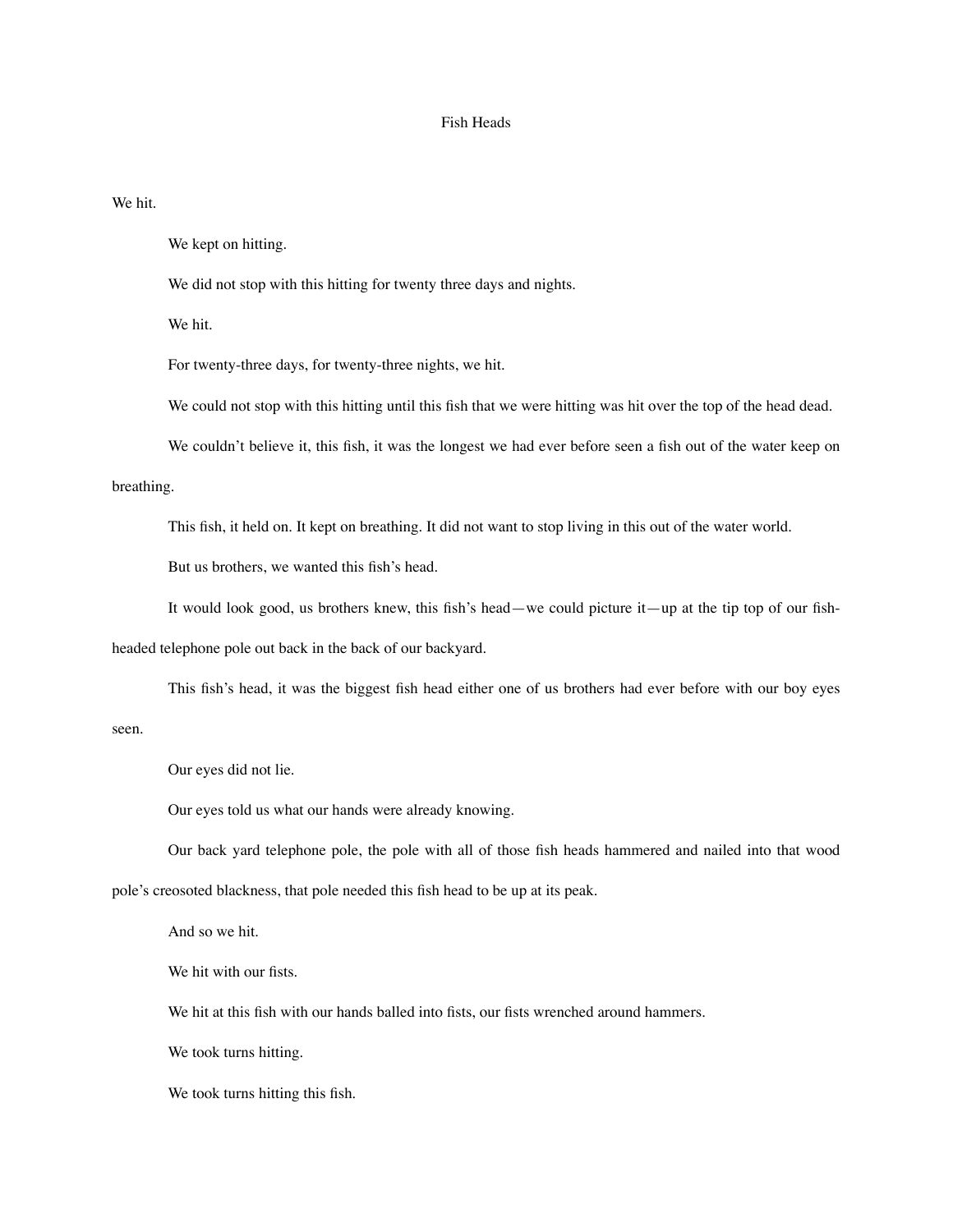# Fish Heads

We hit.

We kept on hitting.

We did not stop with this hitting for twenty three days and nights.

We hit.

For twenty-three days, for twenty-three nights, we hit.

We could not stop with this hitting until this fish that we were hitting was hit over the top of the head dead.

We couldn't believe it, this fish, it was the longest we had ever before seen a fish out of the water keep on breathing.

This fish, it held on. It kept on breathing. It did not want to stop living in this out of the water world.

But us brothers, we wanted this fish's head.

It would look good, us brothers knew, this fish's head—we could picture it—up at the tip top of our fish-headed telephone pole out back in the back of our backyard.

This fish's head, it was the biggest fish head either one of us brothers had ever before with our boy eyes seen.

Our eyes did not lie.

Our eyes told us what our hands were already knowing.

Our back yard telephone pole, the pole with all of those fish heads hammered and nailed into that wood pole's creosoted blackness, that pole needed this fish head to be up at its peak.

And so we hit.

We hit with our fists.

We hit at this fish with our hands balled into fists, our fists wrenched around hammers.

We took turns hitting.

We took turns hitting this fish.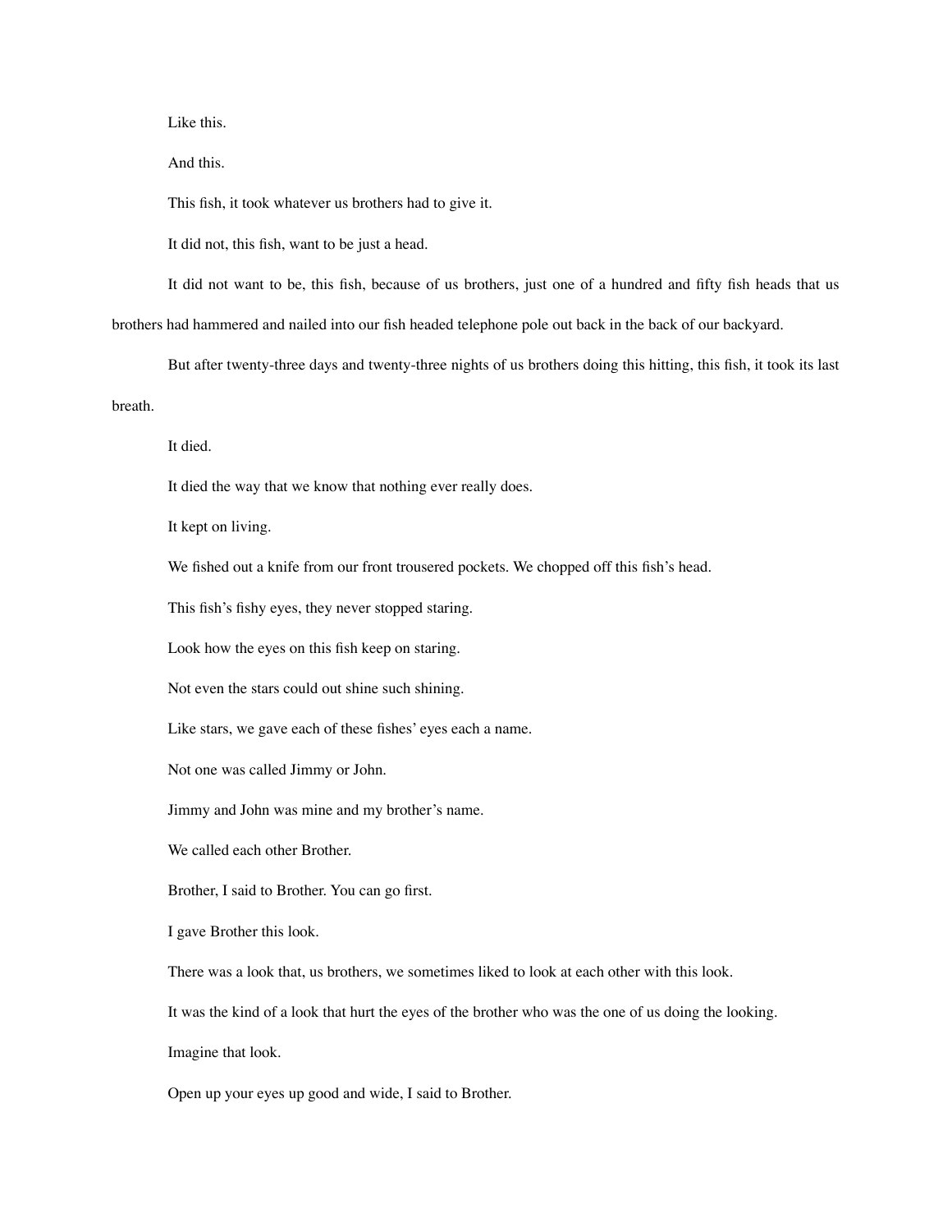Like this.

And this.

This fish, it took whatever us brothers had to give it.

It did not, this fish, want to be just a head.

It did not want to be, this fish, because of us brothers, just one of a hundred and fifty fish heads that us brothers had hammered and nailed into our fish headed telephone pole out back in the back of our backyard.

But after twenty-three days and twenty-three nights of us brothers doing this hitting, this fish, it took its last breath.

It died.

It died the way that we know that nothing ever really does.

It kept on living.

We fished out a knife from our front trousered pockets. We chopped off this fish's head.

This fish's fishy eyes, they never stopped staring.

Look how the eyes on this fish keep on staring.

Not even the stars could out shine such shining.

Like stars, we gave each of these fishes' eyes each a name.

Not one was called Jimmy or John.

Jimmy and John was mine and my brother's name.

We called each other Brother.

Brother, I said to Brother. You can go first.

I gave Brother this look.

There was a look that, us brothers, we sometimes liked to look at each other with this look.

It was the kind of a look that hurt the eyes of the brother who was the one of us doing the looking.

Imagine that look.

Open up your eyes up good and wide, I said to Brother.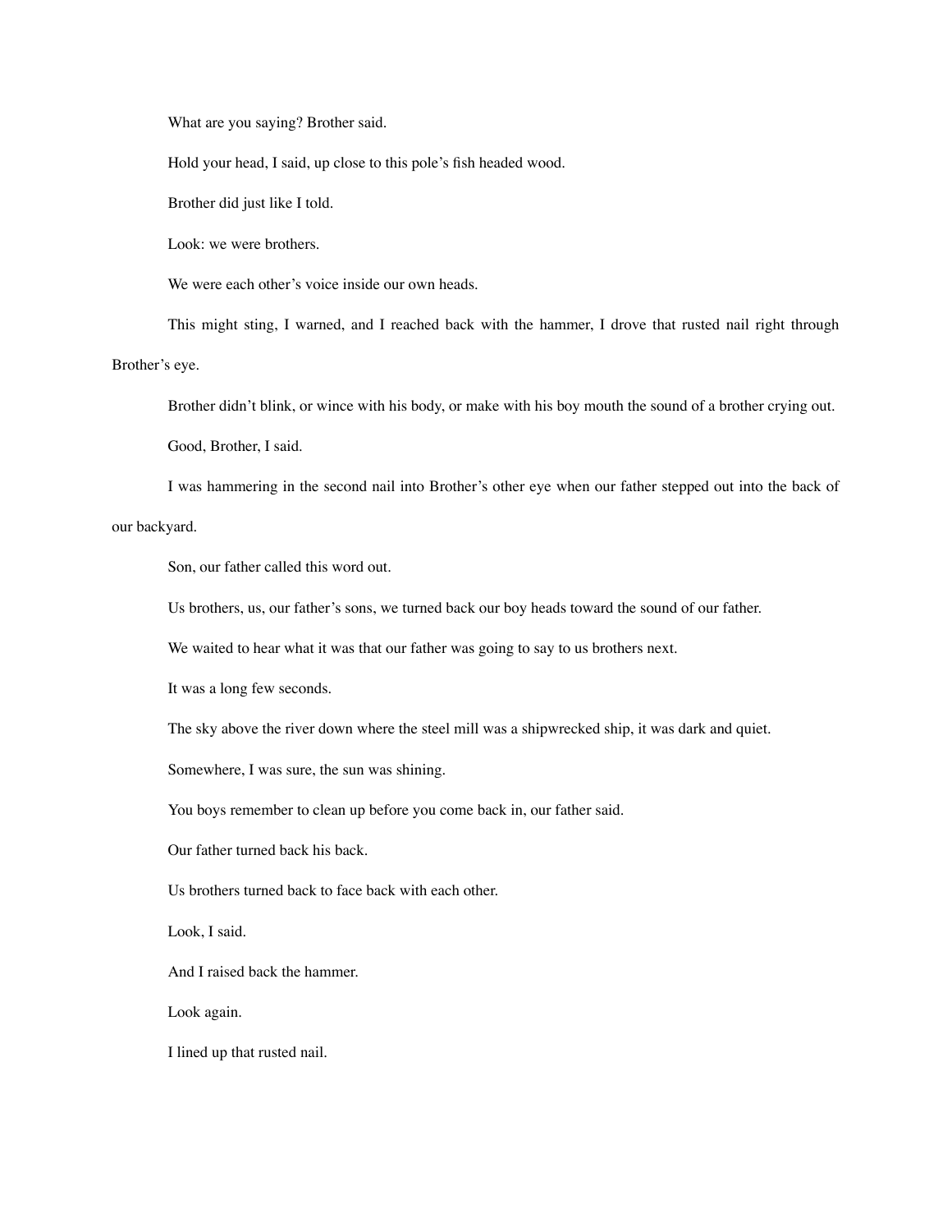What are you saying? Brother said.

Hold your head, I said, up close to this pole's fish headed wood.

Brother did just like I told.

Look: we were brothers.

We were each other's voice inside our own heads.

This might sting, I warned, and I reached back with the hammer, I drove that rusted nail right through Brother's eye.

Brother didn't blink, or wince with his body, or make with his boy mouth the sound of a brother crying out.

Good, Brother, I said.

I was hammering in the second nail into Brother's other eye when our father stepped out into the back of our backyard.

Son, our father called this word out.

Us brothers, us, our father's sons, we turned back our boy heads toward the sound of our father.

We waited to hear what it was that our father was going to say to us brothers next.

It was a long few seconds.

The sky above the river down where the steel mill was a shipwrecked ship, it was dark and quiet.

Somewhere, I was sure, the sun was shining.

You boys remember to clean up before you come back in, our father said.

Our father turned back his back.

Us brothers turned back to face back with each other.

Look, I said.

And I raised back the hammer.

Look again.

I lined up that rusted nail.